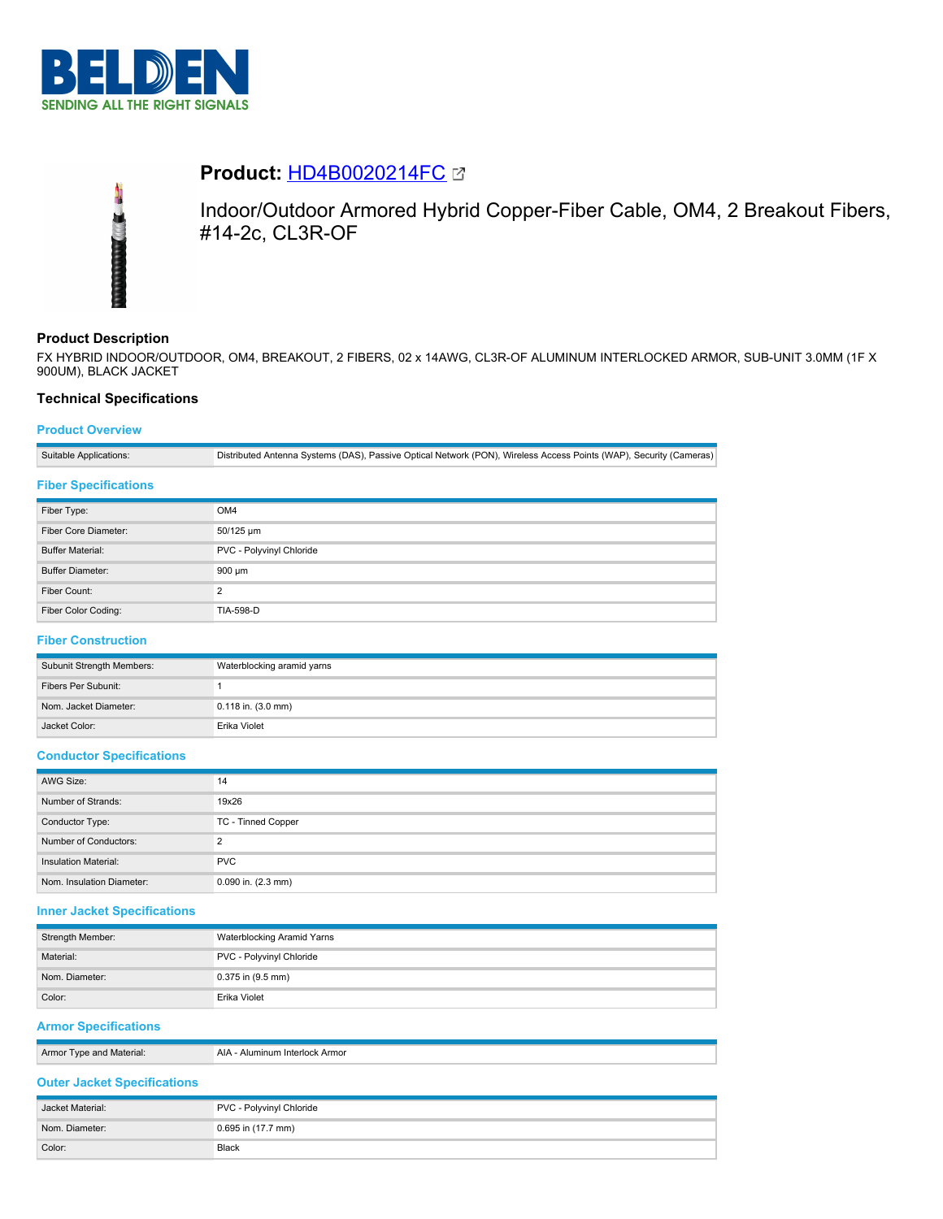# Product: HD4B0020214FC

Indoor/Outdoor Armored Hybrid Copper-Fiber Cable, OM4, 2 Breakout Fibers, #14-2c, CL3R-OF

## Product Description

FX HYBRID INDOOR/OUTDOOR, OM4, BREAKOUT, 2 FIBERS, 02 x 14AWG, CL3R-OF ALUMINUM INTERLOCKED ARMOR, SUB-UNIT 3.0MM (1F X 900UM), BLACK JACKET

## Technical Specifications

### Product Overview

| | |
|---|---|
| Suitable Applications: | Distributed Antenna Systems (DAS), Passive Optical Network (PON), Wireless Access Points (WAP), Security (Cameras) |

### Fiber Specifications

| | |
|---|---|
| Fiber Type: | OM4 |
| Fiber Core Diameter: | 50/125 µm |
| Buffer Material: | PVC - Polyvinyl Chloride |
| Buffer Diameter: | 900 µm |
| Fiber Count: | 2 |
| Fiber Color Coding: | TIA-598-D |

### Fiber Construction

| | |
|---|---|
| Subunit Strength Members: | Waterblocking aramid yarns |
| Fibers Per Subunit: | 1 |
| Nom. Jacket Diameter: | 0.118 in. (3.0 mm) |
| Jacket Color: | Erika Violet |

### Conductor Specifications

| | |
|---|---|
| AWG Size: | 14 |
| Number of Strands: | 19x26 |
| Conductor Type: | TC - Tinned Copper |
| Number of Conductors: | 2 |
| Insulation Material: | PVC |
| Nom. Insulation Diameter: | 0.090 in. (2.3 mm) |

### Inner Jacket Specifications

| | |
|---|---|
| Strength Member: | Waterblocking Aramid Yarns |
| Material: | PVC - Polyvinyl Chloride |
| Nom. Diameter: | 0.375 in (9.5 mm) |
| Color: | Erika Violet |

### Armor Specifications

| | |
|---|---|
| Armor Type and Material: | AIA - Aluminum Interlock Armor |

### Outer Jacket Specifications

| | |
|---|---|
| Jacket Material: | PVC - Polyvinyl Chloride |
| Nom. Diameter: | 0.695 in (17.7 mm) |
| Color: | Black |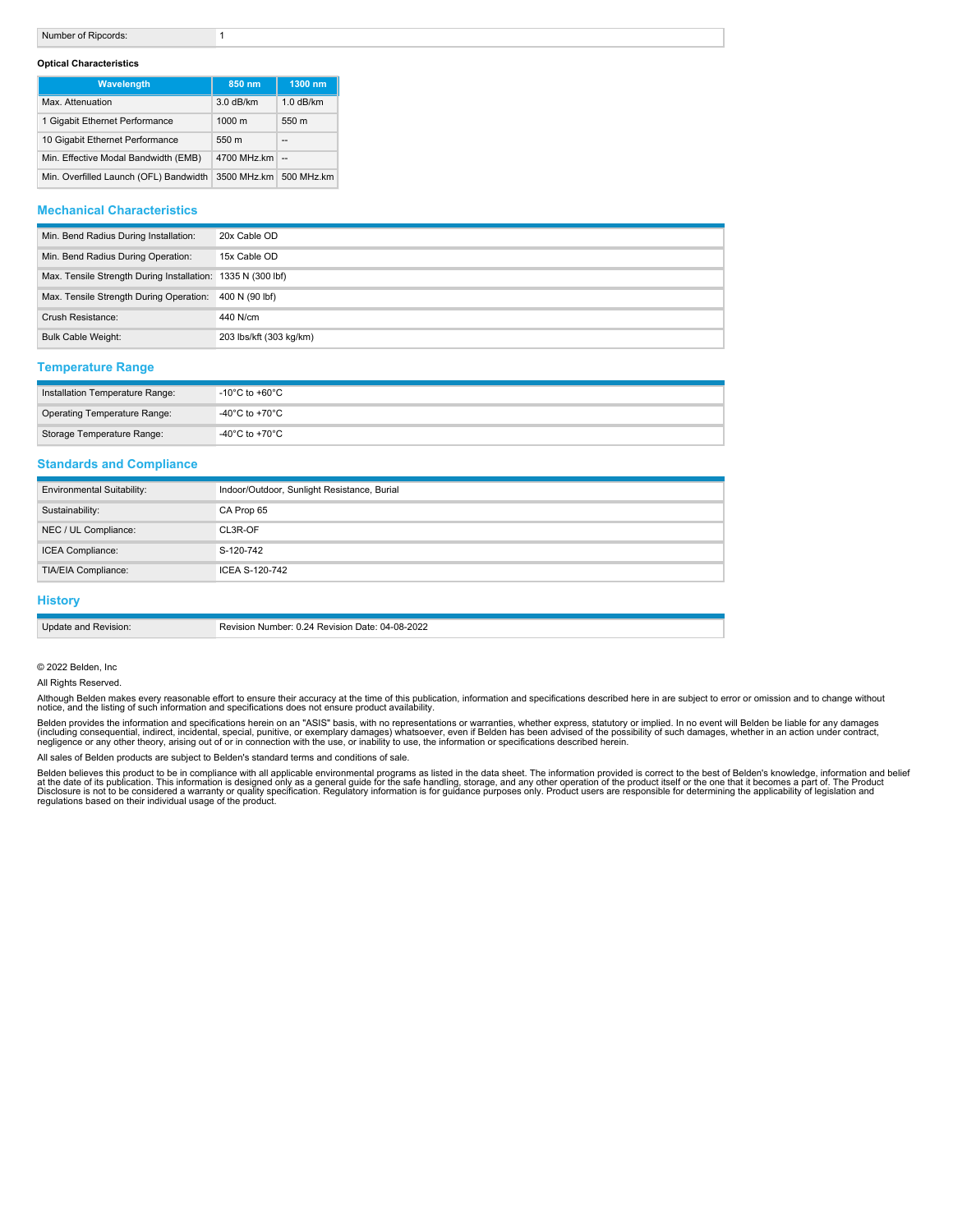| | |
|---|---|
| Number of Ripcords: | 1 |

**Optical Characteristics**

| Wavelength | 850 nm | 1300 nm |
|---|---|---|
| Max. Attenuation | 3.0 dB/km | 1.0 dB/km |
| 1 Gigabit Ethernet Performance | 1000 m | 550 m |
| 10 Gigabit Ethernet Performance | 550 m | -- |
| Min. Effective Modal Bandwidth (EMB) | 4700 MHz.km | -- |
| Min. Overfilled Launch (OFL) Bandwidth | 3500 MHz.km | 500 MHz.km |

## Mechanical Characteristics

| | |
|---|---|
| Min. Bend Radius During Installation: | 20x Cable OD |
| Min. Bend Radius During Operation: | 15x Cable OD |
| Max. Tensile Strength During Installation: | 1335 N (300 lbf) |
| Max. Tensile Strength During Operation: | 400 N (90 lbf) |
| Crush Resistance: | 440 N/cm |
| Bulk Cable Weight: | 203 lbs/kft (303 kg/km) |

## Temperature Range

| | |
|---|---|
| Installation Temperature Range: | -10°C to +60°C |
| Operating Temperature Range: | -40°C to +70°C |
| Storage Temperature Range: | -40°C to +70°C |

## Standards and Compliance

| | |
|---|---|
| Environmental Suitability: | Indoor/Outdoor, Sunlight Resistance, Burial |
| Sustainability: | CA Prop 65 |
| NEC / UL Compliance: | CL3R-OF |
| ICEA Compliance: | S-120-742 |
| TIA/EIA Compliance: | ICEA S-120-742 |

## History

| | |
|---|---|
| Update and Revision: | Revision Number: 0.24 Revision Date: 04-08-2022 |

© 2022 Belden, Inc

All Rights Reserved.

Although Belden makes every reasonable effort to ensure their accuracy at the time of this publication, information and specifications described here in are subject to error or omission and to change without notice, and the listing of such information and specifications does not ensure product availability.

Belden provides the information and specifications herein on an "ASIS" basis, with no representations or warranties, whether express, statutory or implied. In no event will Belden be liable for any damages (including consequential, indirect, incidental, special, punitive, or exemplary damages) whatsoever, even if Belden has been advised of the possibility of such damages, whether in an action under contract, negligence or any other theory, arising out of or in connection with the use, or inability to use, the information or specifications described herein.

All sales of Belden products are subject to Belden's standard terms and conditions of sale.

Belden believes this product to be in compliance with all applicable environmental programs as listed in the data sheet. The information provided is correct to the best of Belden's knowledge, information and belief at the date of its publication. This information is designed only as a general guide for the safe handling, storage, and any other operation of the product itself or the one that it becomes a part of. The Product Disclosure is not to be considered a warranty or quality specification. Regulatory information is for guidance purposes only. Product users are responsible for determining the applicability of legislation and regulations based on their individual usage of the product.